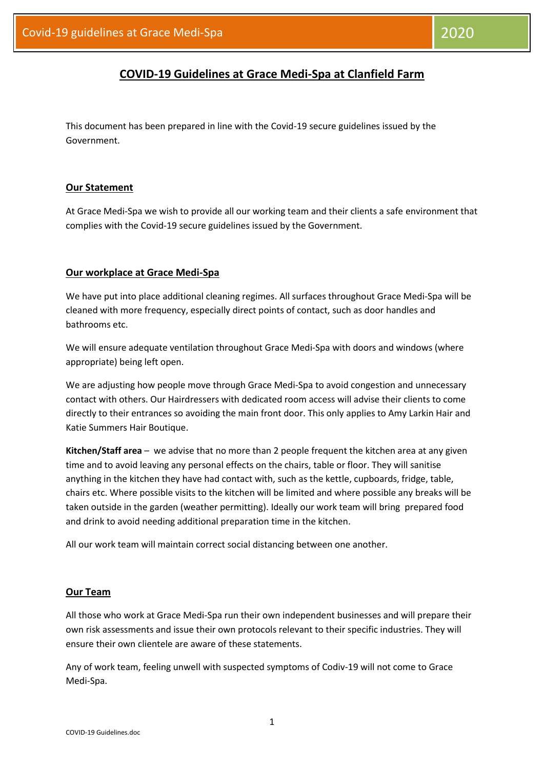# COVID-19 Guidelines at Grace Medi-Spa at Clanfield Farm

This document has been prepared in line with the Covid-19 secure guidelines issued by the Government.

## Our Statement

At Grace Medi-Spa we wish to provide all our working team and their clients a safe environment that complies with the Covid-19 secure guidelines issued by the Government.

## Our workplace at Grace Medi-Spa

We have put into place additional cleaning regimes. All surfaces throughout Grace Medi-Spa will be cleaned with more frequency, especially direct points of contact, such as door handles and bathrooms etc.

We will ensure adequate ventilation throughout Grace Medi-Spa with doors and windows (where appropriate) being left open.

We are adjusting how people move through Grace Medi-Spa to avoid congestion and unnecessary contact with others. Our Hairdressers with dedicated room access will advise their clients to come directly to their entrances so avoiding the main front door. This only applies to Amy Larkin Hair and Katie Summers Hair Boutique.

**Kitchen/Staff area** – we advise that no more than 2 people frequent the kitchen area at any given time and to avoid leaving any personal effects on the chairs, table or floor. They will sanitise anything in the kitchen they have had contact with, such as the kettle, cupboards, fridge, table, chairs etc. Where possible visits to the kitchen will be limited and where possible any breaks will be taken outside in the garden (weather permitting). Ideally our work team will bring prepared food and drink to avoid needing additional preparation time in the kitchen.

All our work team will maintain correct social distancing between one another.

## Our Team

All those who work at Grace Medi-Spa run their own independent businesses and will prepare their own risk assessments and issue their own protocols relevant to their specific industries. They will ensure their own clientele are aware of these statements.

Any of work team, feeling unwell with suspected symptoms of Codiv-19 will not come to Grace Medi-Spa.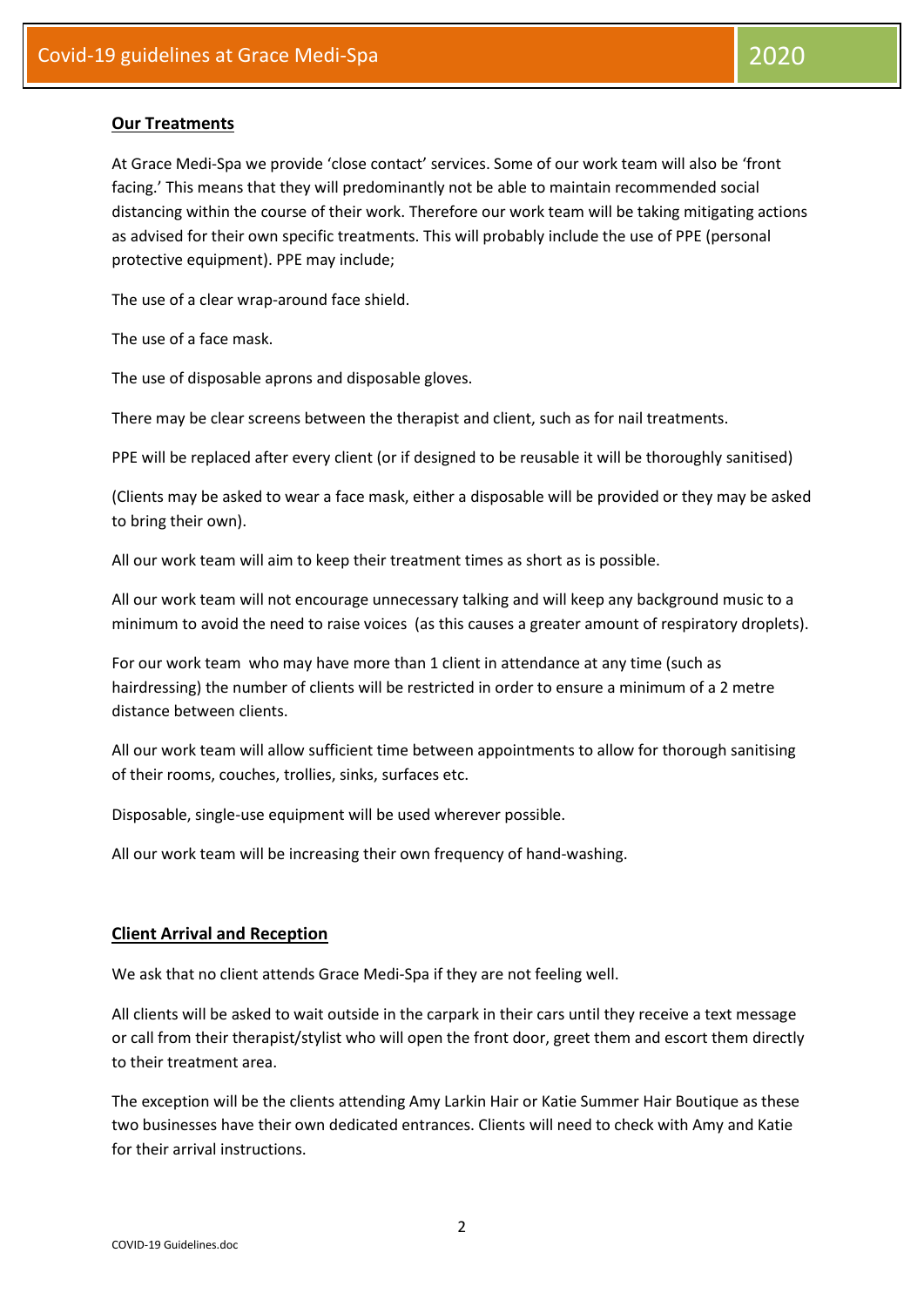## Our Treatments

At Grace Medi-Spa we provide 'close contact' services. Some of our work team will also be 'front facing.' This means that they will predominantly not be able to maintain recommended social distancing within the course of their work. Therefore our work team will be taking mitigating actions as advised for their own specific treatments. This will probably include the use of PPE (personal protective equipment). PPE may include;

The use of a clear wrap-around face shield.

The use of a face mask.

The use of disposable aprons and disposable gloves.

There may be clear screens between the therapist and client, such as for nail treatments.

PPE will be replaced after every client (or if designed to be reusable it will be thoroughly sanitised)

(Clients may be asked to wear a face mask, either a disposable will be provided or they may be asked to bring their own).

All our work team will aim to keep their treatment times as short as is possible.

All our work team will not encourage unnecessary talking and will keep any background music to a minimum to avoid the need to raise voices (as this causes a greater amount of respiratory droplets).

For our work team who may have more than 1 client in attendance at any time (such as hairdressing) the number of clients will be restricted in order to ensure a minimum of a 2 metre distance between clients.

All our work team will allow sufficient time between appointments to allow for thorough sanitising of their rooms, couches, trollies, sinks, surfaces etc.

Disposable, single-use equipment will be used wherever possible.

All our work team will be increasing their own frequency of hand-washing.

## Client Arrival and Reception

We ask that no client attends Grace Medi-Spa if they are not feeling well.

All clients will be asked to wait outside in the carpark in their cars until they receive a text message or call from their therapist/stylist who will open the front door, greet them and escort them directly to their treatment area.

The exception will be the clients attending Amy Larkin Hair or Katie Summer Hair Boutique as these two businesses have their own dedicated entrances. Clients will need to check with Amy and Katie for their arrival instructions.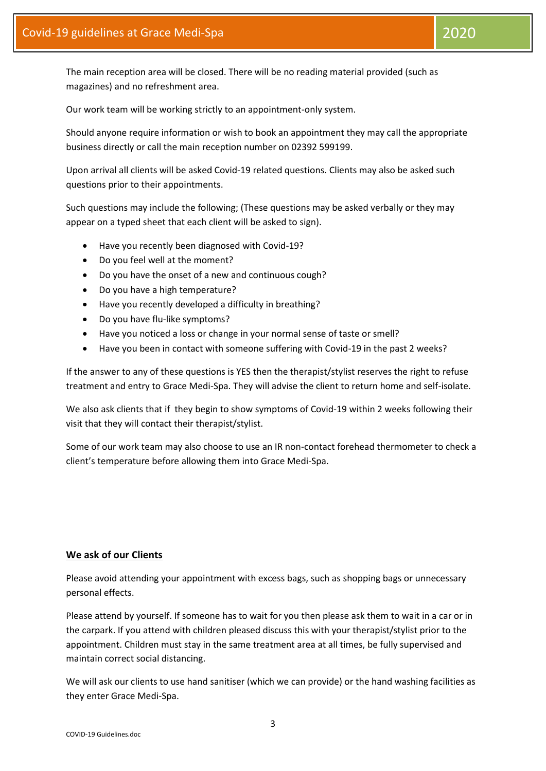The main reception area will be closed. There will be no reading material provided (such as magazines) and no refreshment area.

Our work team will be working strictly to an appointment-only system.

Should anyone require information or wish to book an appointment they may call the appropriate business directly or call the main reception number on 02392 599199.

Upon arrival all clients will be asked Covid-19 related questions. Clients may also be asked such questions prior to their appointments.

Such questions may include the following; (These questions may be asked verbally or they may appear on a typed sheet that each client will be asked to sign).

- Have you recently been diagnosed with Covid-19?
- Do you feel well at the moment?
- Do you have the onset of a new and continuous cough?
- Do you have a high temperature?
- Have you recently developed a difficulty in breathing?
- Do you have flu-like symptoms?
- Have you noticed a loss or change in your normal sense of taste or smell?
- Have you been in contact with someone suffering with Covid-19 in the past 2 weeks?

If the answer to any of these questions is YES then the therapist/stylist reserves the right to refuse treatment and entry to Grace Medi-Spa. They will advise the client to return home and self-isolate.

We also ask clients that if they begin to show symptoms of Covid-19 within 2 weeks following their visit that they will contact their therapist/stylist.

Some of our work team may also choose to use an IR non-contact forehead thermometer to check a client's temperature before allowing them into Grace Medi-Spa.

## We ask of our Clients

Please avoid attending your appointment with excess bags, such as shopping bags or unnecessary personal effects.

Please attend by yourself. If someone has to wait for you then please ask them to wait in a car or in the carpark. If you attend with children pleased discuss this with your therapist/stylist prior to the appointment. Children must stay in the same treatment area at all times, be fully supervised and maintain correct social distancing.

We will ask our clients to use hand sanitiser (which we can provide) or the hand washing facilities as they enter Grace Medi-Spa.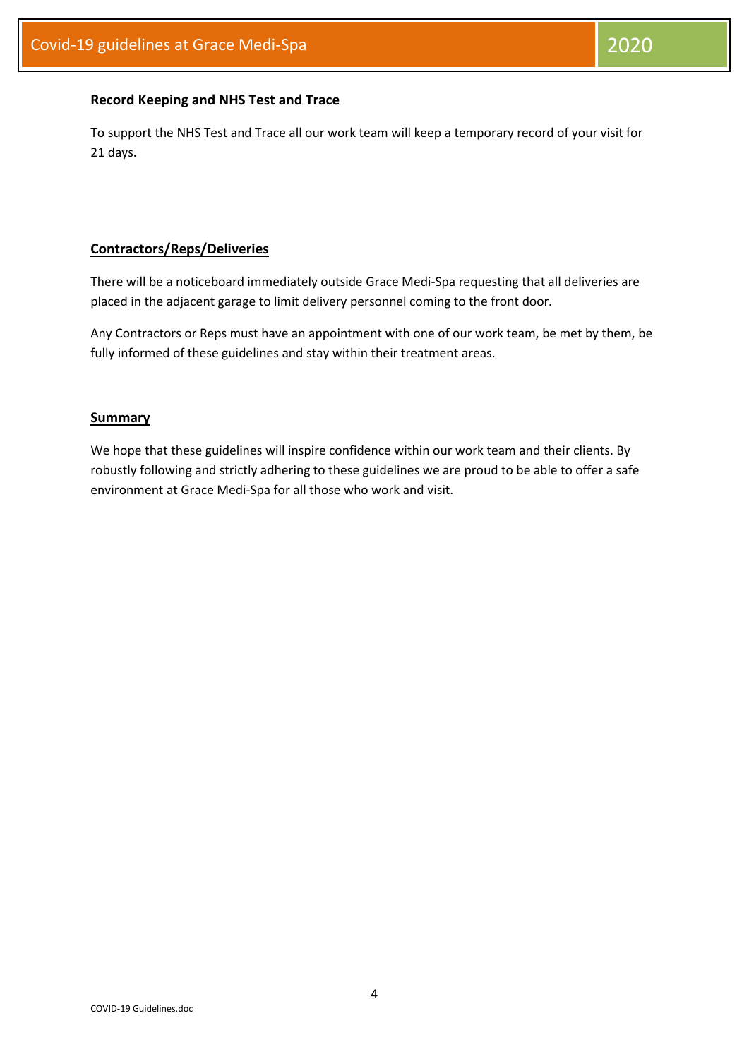## Record Keeping and NHS Test and Trace

To support the NHS Test and Trace all our work team will keep a temporary record of your visit for 21 days.

## Contractors/Reps/Deliveries

There will be a noticeboard immediately outside Grace Medi-Spa requesting that all deliveries are placed in the adjacent garage to limit delivery personnel coming to the front door.

Any Contractors or Reps must have an appointment with one of our work team, be met by them, be fully informed of these guidelines and stay within their treatment areas.

## Summary

We hope that these guidelines will inspire confidence within our work team and their clients. By robustly following and strictly adhering to these guidelines we are proud to be able to offer a safe environment at Grace Medi-Spa for all those who work and visit.